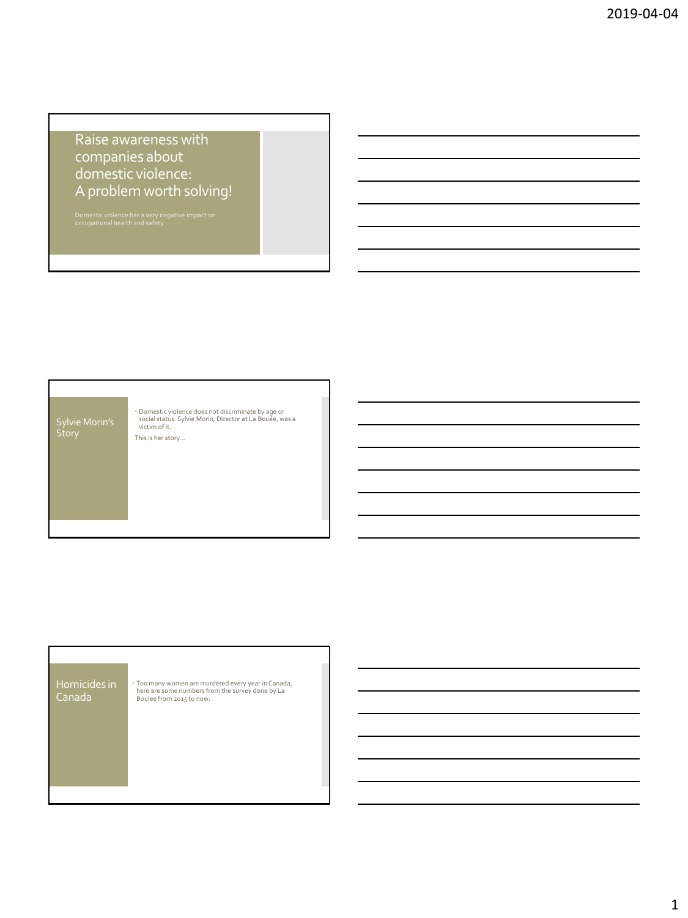# Raise awareness with companies about domestic violence: A problem worth solving!

Domestic violence has a very negative impact on occupational health and safety

## Sylvie Morin's Story

- Domestic violence does not discriminate by age or social status. Sylvie Morin, Director at La Bouée, was a victim of it.

This is her story…

## Homicides in Canada

- Too many women are murdered every year in Canada, here are some numbers from the survey done by La Boulee from 2015 to now.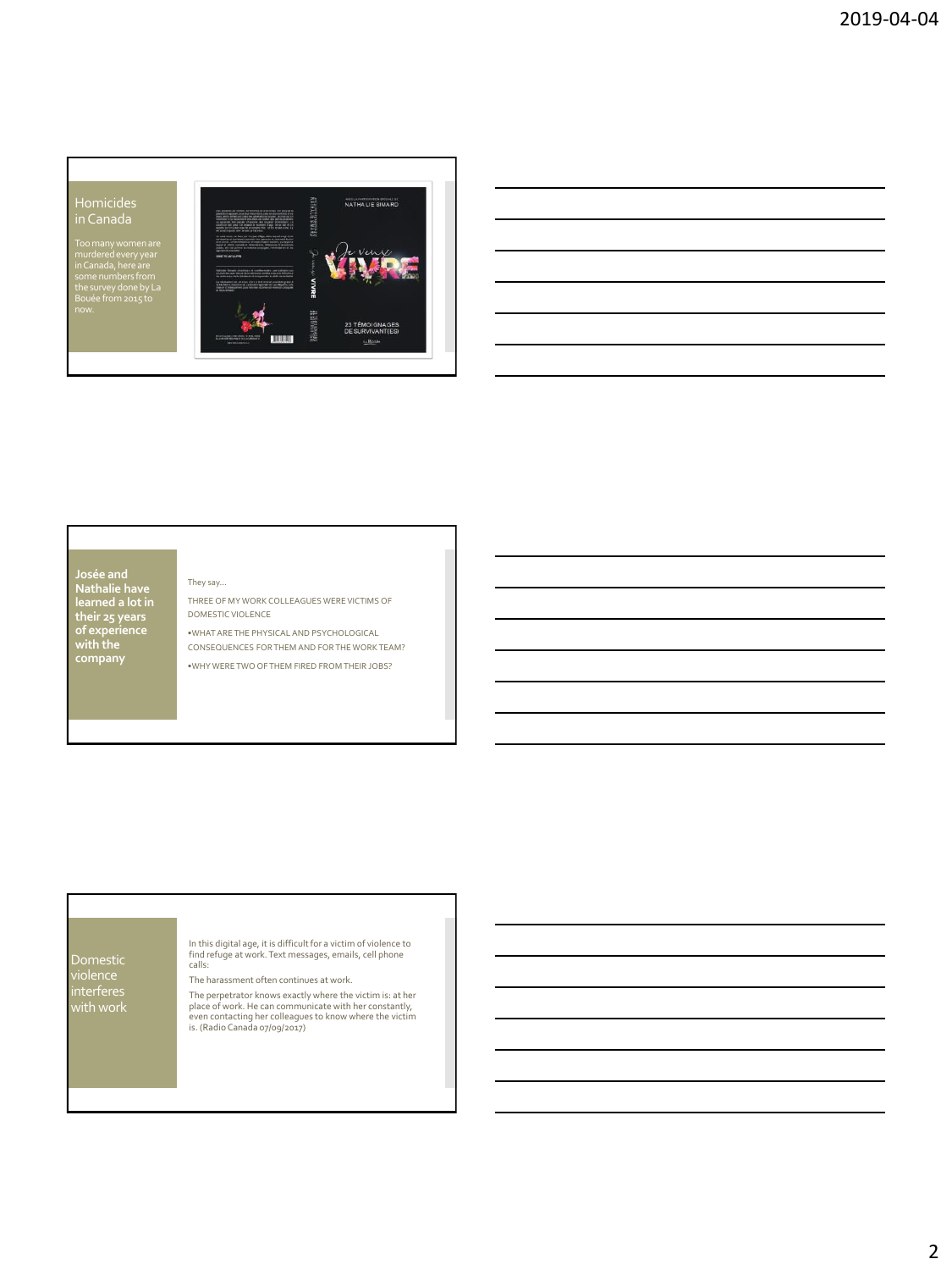## Homicides in Canada

Too many women are murdered every year in Canada, here are some numbers from the survey done by La Bouée from 2015 to now.

## Josée and Nathalie have learned a lot in their 25 years of experience with the company

They say…

THREE OF MY WORK COLLEAGUES WERE VICTIMS OF DOMESTIC VIOLENCE

- WHAT ARE THE PHYSICAL AND PSYCHOLOGICAL CONSEQUENCES FOR THEM AND FOR THE WORK TEAM?
- WHY WERE TWO OF THEM FIRED FROM THEIR JOBS?

## Domestic violence interferes with work

In this digital age, it is difficult for a victim of violence to find refuge at work. Text messages, emails, cell phone calls:

The harassment often continues at work.

The perpetrator knows exactly where the victim is: at her place of work. He can communicate with her constantly, even contacting her colleagues to know where the victim is. (Radio Canada 07/09/2017)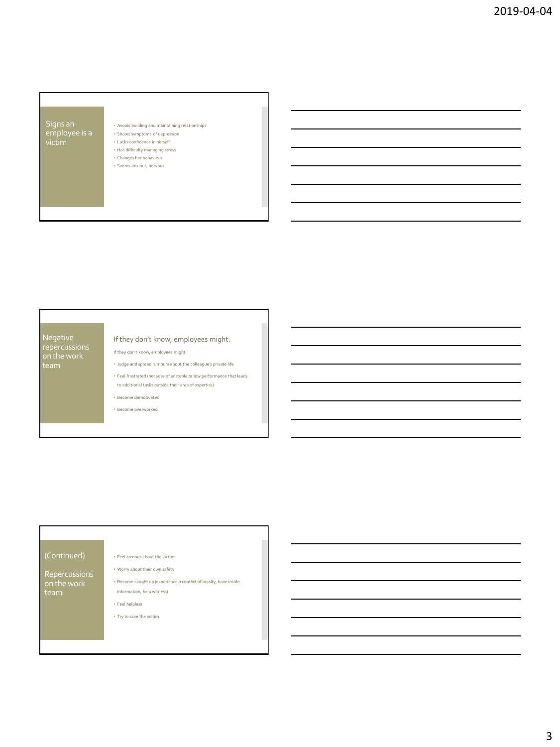## Signs an employee is a victim

- Avoids building and maintaining relationships
- Shows symptoms of depression
- Lacks confidence in herself
- Has difficulty managing stress
- Changes her behaviour
- Seems anxious, nervous

## Negative repercussions on the work team

### If they don't know, employees might:

If they don't know, employees might:

- Judge and spread rumours about the colleague's private life
- Feel frustrated (because of unstable or low performance that leads to additional tasks outside their area of expertise)
- Become demotivated
- Become overworked

## (Continued)

## Repercussions on the work team

- Feel anxious about the victim
- Worry about their own safety
- Become caught up (experience a conflict of loyalty, have inside information, be a witness)
- Feel helpless
- Try to save the victim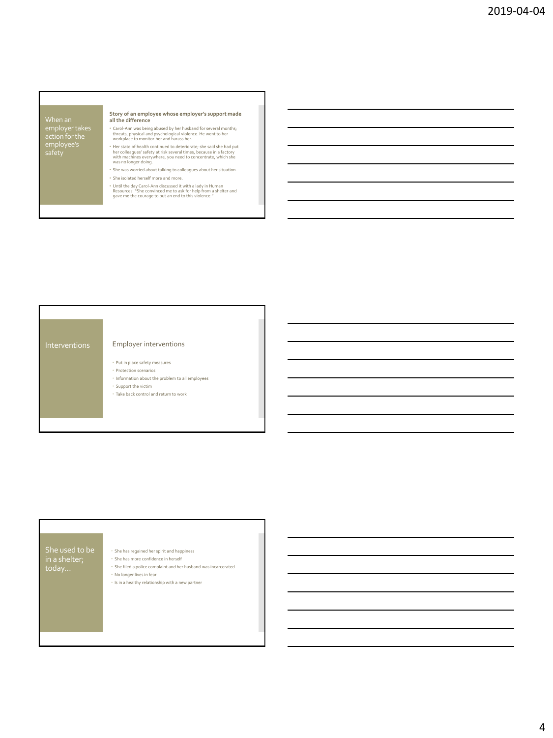## When an employer takes action for the employee's safety

**Story of an employee whose employer's support made all the difference**

- Carol-Ann was being abused by her husband for several months; threats, physical and psychological violence. He went to her workplace to monitor her and harass her.
- Her state of health continued to deteriorate; she said she had put her colleagues' safety at risk several times, because in a factory with machines everywhere, you need to concentrate, which she was no longer doing.
- She was worried about talking to colleagues about her situation.
- She isolated herself more and more.
- Until the day Carol-Ann discussed it with a lady in Human Resources: "She convinced me to ask for help from a shelter and gave me the courage to put an end to this violence."

## Interventions

Employer interventions

- Put in place safety measures
- Protection scenarios
- Information about the problem to all employees
- Support the victim
- Take back control and return to work

## She used to be in a shelter; today…

- She has regained her spirit and happiness
- She has more confidence in herself
- She filed a police complaint and her husband was incarcerated
- No longer lives in fear
- Is in a healthy relationship with a new partner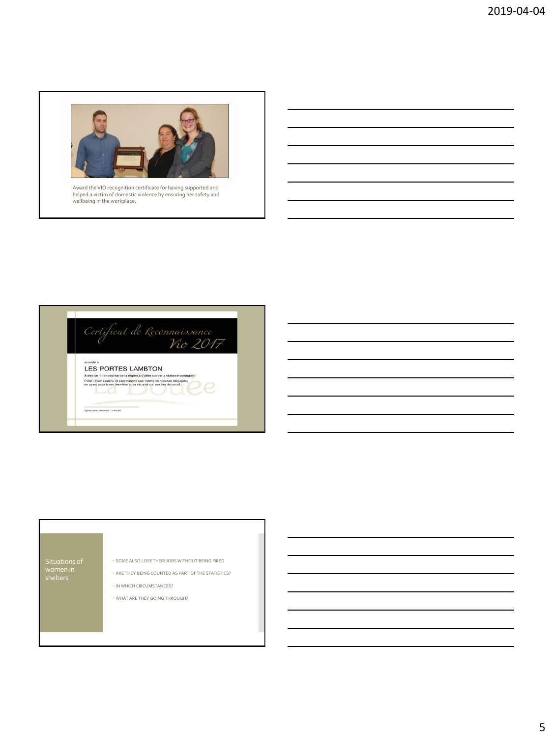Award the VIO recognition certificate for having supported and helped a victim of domestic violence by ensuring her safety and wellbeing in the workplace.

Certificat de Reconnaissance

Vio 2017

accordé à

LES PORTES LAMBTON

À titre de 1re entreprise de la région à s'allier contre la violence conjugale

POUR avoir soutenu et accompagné une victime de violence conjugale, en ayant assuré son bien-être et sa sécurité sur son lieu de travail.

La Bouée

Sylvie Martin, directrice, La Bouée

## Situations of women in shelters

- SOME ALSO LOSE THEIR JOBS WITHOUT BEING FIRED
- ARE THEY BEING COUNTED AS PART OF THE STATISTICS?
- IN WHICH CIRCUMSTANCES?
- WHAT ARE THEY GOING THROUGH?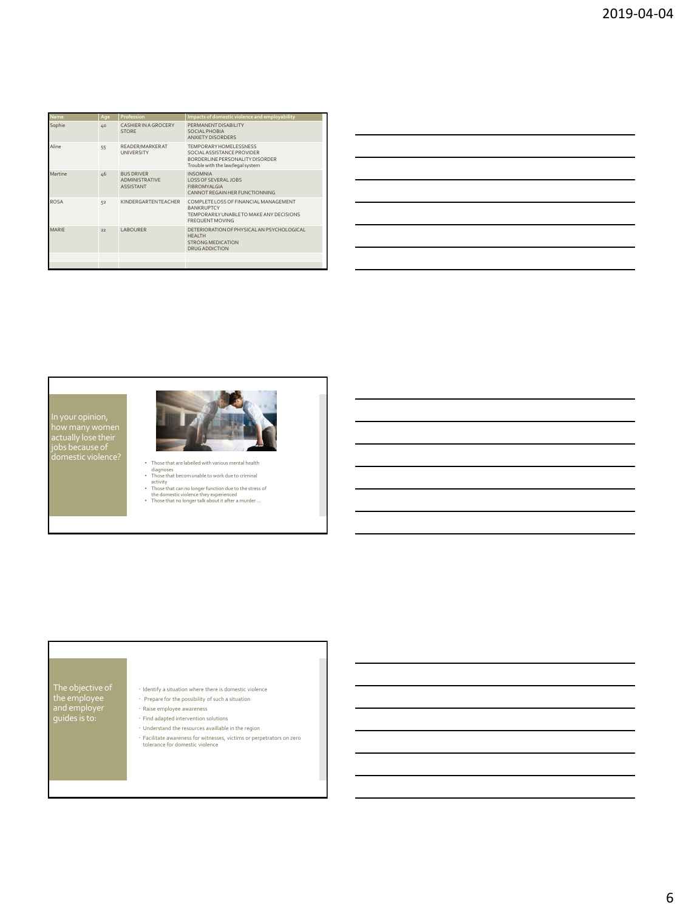| Name | Age | Profession | Impacts of domestic violence and employability |
| --- | --- | --- | --- |
| Sophie | 40 | CASHIER IN A GROCERY STORE | PERMANENT DISABILITY<br>SOCIAL PHOBIA<br>ANXIETY DISORDERS |
| Aline | 55 | READER/MARKER AT UNIVERSITY | TEMPORARY HOMELESSNESS<br>SOCIAL ASSISTANCE PROVIDER<br>BORDERLINE PERSONALITY DISORDER<br>Trouble with the law/legal system |
| Martine | 46 | BUS DRIVER<br>ADMINISTRATIVE ASSISTANT | INSOMNIA<br>LOSS OF SEVERAL JOBS<br>FIBROMYALGIA<br>CANNOT REGAIN HER FUNCTIONNING |
| ROSA | 52 | KINDERGARTEN TEACHER | COMPLETE LOSS OF FINANCIAL MANAGEMENT<br>BANKRUPTCY<br>TEMPORARILY UNABLE TO MAKE ANY DECISIONS<br>FREQUENT MOVING |
| MARIE | 22 | LABOURER | DETERIORATION OF PHYSICAL AN PSYCHOLOGICAL HEALTH<br>STRONG MEDICATION<br>DRUG ADDICTION |
| | | | |
| | | | |

## In your opinion, how many women actually lose their jobs because of domestic violence?

- Those that are labelled with various mental health diagnoses
- Those that becom unable to work due to criminal activity
- Those that can no longer function due to the stress of the domestic violence they experienced
- Those that no longer talk about it after a murder …

## The objective of the employee and employer guides is to:

- Identify a situation where there is domestic violence
- Prepare for the possibility of such a situation
- Raise employee awareness
- Find adapted intervention solutions
- Understand the resources availlable in the region
- Facilitate awareness for witnesses, victims or perpetrators on zero tolerance for domestic violence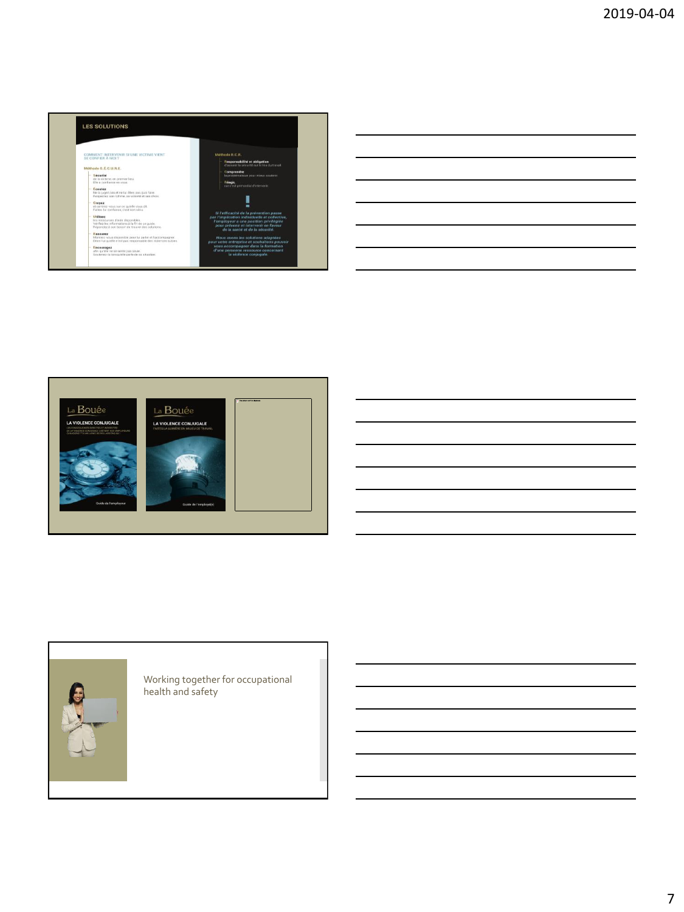LES SOLUTIONS

COMMENT INTERVENIR SI UNE VICTIME VIENT SE CONFIER À MOI ?

Méthode S.É.C.U.R.E.

- Sécurité
- Écoutez
- Croyez
- Utilisez
- Rassurez
- Encouragez

Méthode R.C.R.

- Responsabilité et obligation
- Comprendre
- Réagir

!

Si l'efficacité de la prévention passe par l'implication individuelle et collective, l'employeur a une position privilégiée pour prévenir et intervenir en faveur de la santé et de la sécurité.

Nous avons les solutions adaptées pour votre entreprise et souhaitons pouvoir vous accompagner dans la formation d'une personne ressource concernant la violence conjugale.

La Bouée

LA VIOLENCE CONJUGALE

Guide de l'employeur

La Bouée

LA VIOLENCE CONJUGALE

FAITES LA LUMIÈRE EN MILIEU DE TRAVAIL

Guide de l'employé(e)

Working together for occupational health and safety